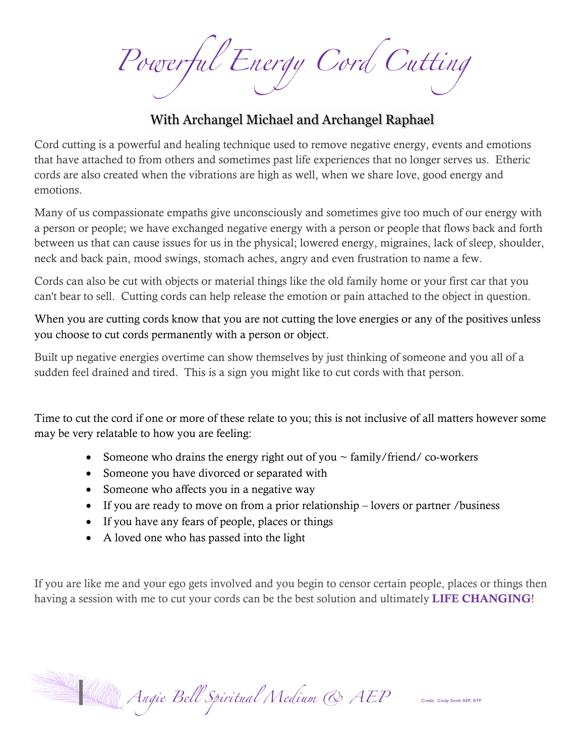# Powerful Energy Cord Cutting

## With Archangel Michael and Archangel Raphael

Cord cutting is a powerful and healing technique used to remove negative energy, events and emotions that have attached to from others and sometimes past life experiences that no longer serves us. Etheric cords are also created when the vibrations are high as well, when we share love, good energy and emotions.

Many of us compassionate empaths give unconsciously and sometimes give too much of our energy with a person or people; we have exchanged negative energy with a person or people that flows back and forth between us that can cause issues for us in the physical; lowered energy, migraines, lack of sleep, shoulder, neck and back pain, mood swings, stomach aches, angry and even frustration to name a few.

Cords can also be cut with objects or material things like the old family home or your first car that you can't bear to sell. Cutting cords can help release the emotion or pain attached to the object in question.

When you are cutting cords know that you are not cutting the love energies or any of the positives unless you choose to cut cords permanently with a person or object.

Built up negative energies overtime can show themselves by just thinking of someone and you all of a sudden feel drained and tired. This is a sign you might like to cut cords with that person.

Time to cut the cord if one or more of these relate to you; this is not inclusive of all matters however some may be very relatable to how you are feeling:

- Someone who drains the energy right out of you ~ family/friend/ co-workers
- Someone you have divorced or separated with
- Someone who affects you in a negative way
- If you are ready to move on from a prior relationship – lovers or partner /business
- If you have any fears of people, places or things
- A loved one who has passed into the light

If you are like me and your ego gets involved and you begin to censor certain people, places or things then having a session with me to cut your cords can be the best solution and ultimately **LIFE CHANGING**!

*Angie Bell Spiritual Medium & AEP*

Credit: Cindy Smith AEP, ATP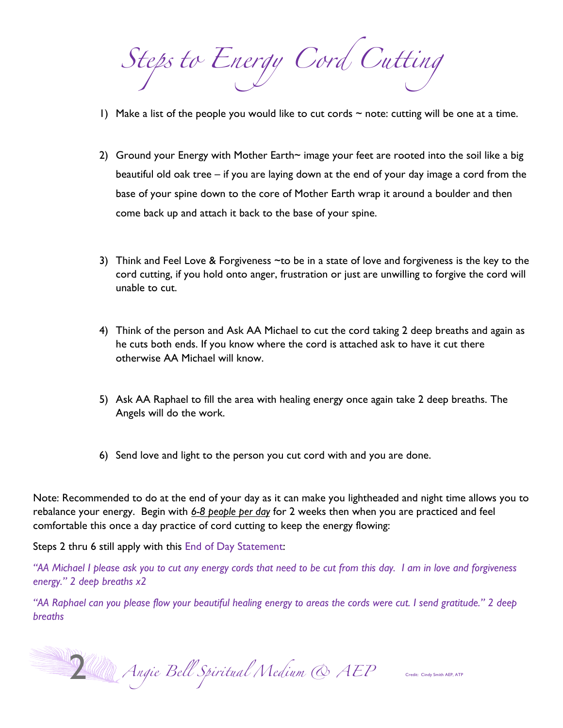# Steps to Energy Cord Cutting

1) Make a list of the people you would like to cut cords ~ note: cutting will be one at a time.

2) Ground your Energy with Mother Earth~ image your feet are rooted into the soil like a big beautiful old oak tree – if you are laying down at the end of your day image a cord from the base of your spine down to the core of Mother Earth wrap it around a boulder and then come back up and attach it back to the base of your spine.

3) Think and Feel Love & Forgiveness ~to be in a state of love and forgiveness is the key to the cord cutting, if you hold onto anger, frustration or just are unwilling to forgive the cord will unable to cut.

4) Think of the person and Ask AA Michael to cut the cord taking 2 deep breaths and again as he cuts both ends. If you know where the cord is attached ask to have it cut there otherwise AA Michael will know.

5) Ask AA Raphael to fill the area with healing energy once again take 2 deep breaths. The Angels will do the work.

6) Send love and light to the person you cut cord with and you are done.

Note: Recommended to do at the end of your day as it can make you lightheaded and night time allows you to rebalance your energy. Begin with <u>*6-8 people per day*</u> for 2 weeks then when you are practiced and feel comfortable this once a day practice of cord cutting to keep the energy flowing:

Steps 2 thru 6 still apply with this End of Day Statement:

*"AA Michael I please ask you to cut any energy cords that need to be cut from this day. I am in love and forgiveness energy." 2 deep breaths x2*

*"AA Raphael can you please flow your beautiful healing energy to areas the cords were cut. I send gratitude." 2 deep breaths*

Angie Bell Spiritual Medium & AEP

Credit: Cindy Smith AEP, ATP